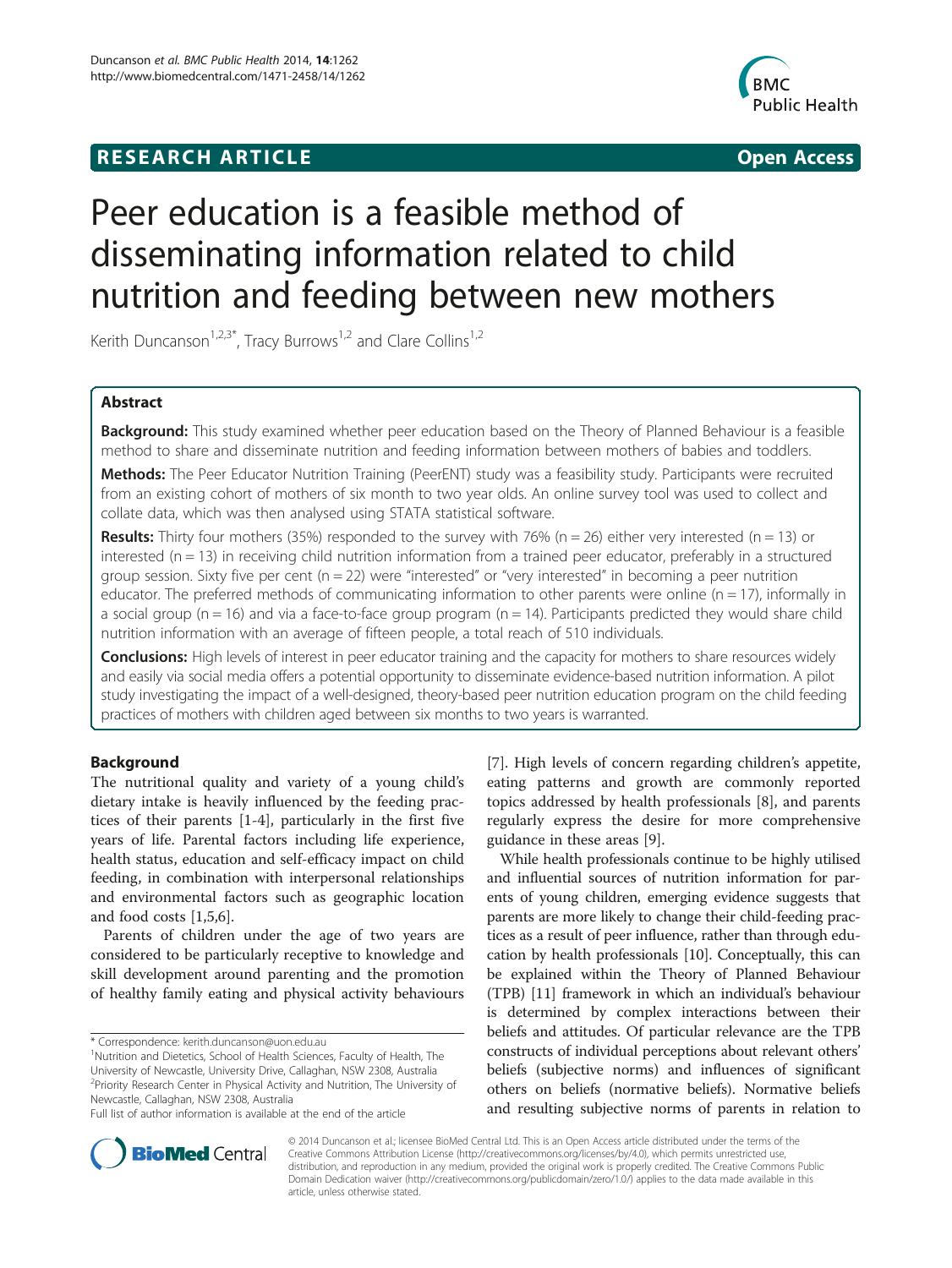RESEARCH ARTICLE Open Access

# Peer education is a feasible method of disseminating information related to child nutrition and feeding between new mothers

Kerith Duncanson[1,2,3*], Tracy Burrows[1,2] and Clare Collins[1,2]

## Abstract

**Background:** This study examined whether peer education based on the Theory of Planned Behaviour is a feasible method to share and disseminate nutrition and feeding information between mothers of babies and toddlers.

**Methods:** The Peer Educator Nutrition Training (PeerENT) study was a feasibility study. Participants were recruited from an existing cohort of mothers of six month to two year olds. An online survey tool was used to collect and collate data, which was then analysed using STATA statistical software.

**Results:** Thirty four mothers (35%) responded to the survey with 76% (n = 26) either very interested (n = 13) or interested (n = 13) in receiving child nutrition information from a trained peer educator, preferably in a structured group session. Sixty five per cent (n = 22) were "interested" or "very interested" in becoming a peer nutrition educator. The preferred methods of communicating information to other parents were online (n = 17), informally in a social group (n = 16) and via a face-to-face group program (n = 14). Participants predicted they would share child nutrition information with an average of fifteen people, a total reach of 510 individuals.

**Conclusions:** High levels of interest in peer educator training and the capacity for mothers to share resources widely and easily via social media offers a potential opportunity to disseminate evidence-based nutrition information. A pilot study investigating the impact of a well-designed, theory-based peer nutrition education program on the child feeding practices of mothers with children aged between six months to two years is warranted.

## Background

The nutritional quality and variety of a young child's dietary intake is heavily influenced by the feeding practices of their parents [1-4], particularly in the first five years of life. Parental factors including life experience, health status, education and self-efficacy impact on child feeding, in combination with interpersonal relationships and environmental factors such as geographic location and food costs [1,5,6].

Parents of children under the age of two years are considered to be particularly receptive to knowledge and skill development around parenting and the promotion of healthy family eating and physical activity behaviours [7]. High levels of concern regarding children's appetite, eating patterns and growth are commonly reported topics addressed by health professionals [8], and parents regularly express the desire for more comprehensive guidance in these areas [9].

While health professionals continue to be highly utilised and influential sources of nutrition information for parents of young children, emerging evidence suggests that parents are more likely to change their child-feeding practices as a result of peer influence, rather than through education by health professionals [10]. Conceptually, this can be explained within the Theory of Planned Behaviour (TPB) [11] framework in which an individual's behaviour is determined by complex interactions between their beliefs and attitudes. Of particular relevance are the TPB constructs of individual perceptions about relevant others' beliefs (subjective norms) and influences of significant others on beliefs (normative beliefs). Normative beliefs and resulting subjective norms of parents in relation to

\* Correspondence: kerith.duncanson@uon.edu.au
[1]Nutrition and Dietetics, School of Health Sciences, Faculty of Health, The University of Newcastle, University Drive, Callaghan, NSW 2308, Australia
[2]Priority Research Center in Physical Activity and Nutrition, The University of Newcastle, Callaghan, NSW 2308, Australia
Full list of author information is available at the end of the article

© 2014 Duncanson et al.; licensee BioMed Central Ltd. This is an Open Access article distributed under the terms of the Creative Commons Attribution License (http://creativecommons.org/licenses/by/4.0), which permits unrestricted use, distribution, and reproduction in any medium, provided the original work is properly credited. The Creative Commons Public Domain Dedication waiver (http://creativecommons.org/publicdomain/zero/1.0/) applies to the data made available in this article, unless otherwise stated.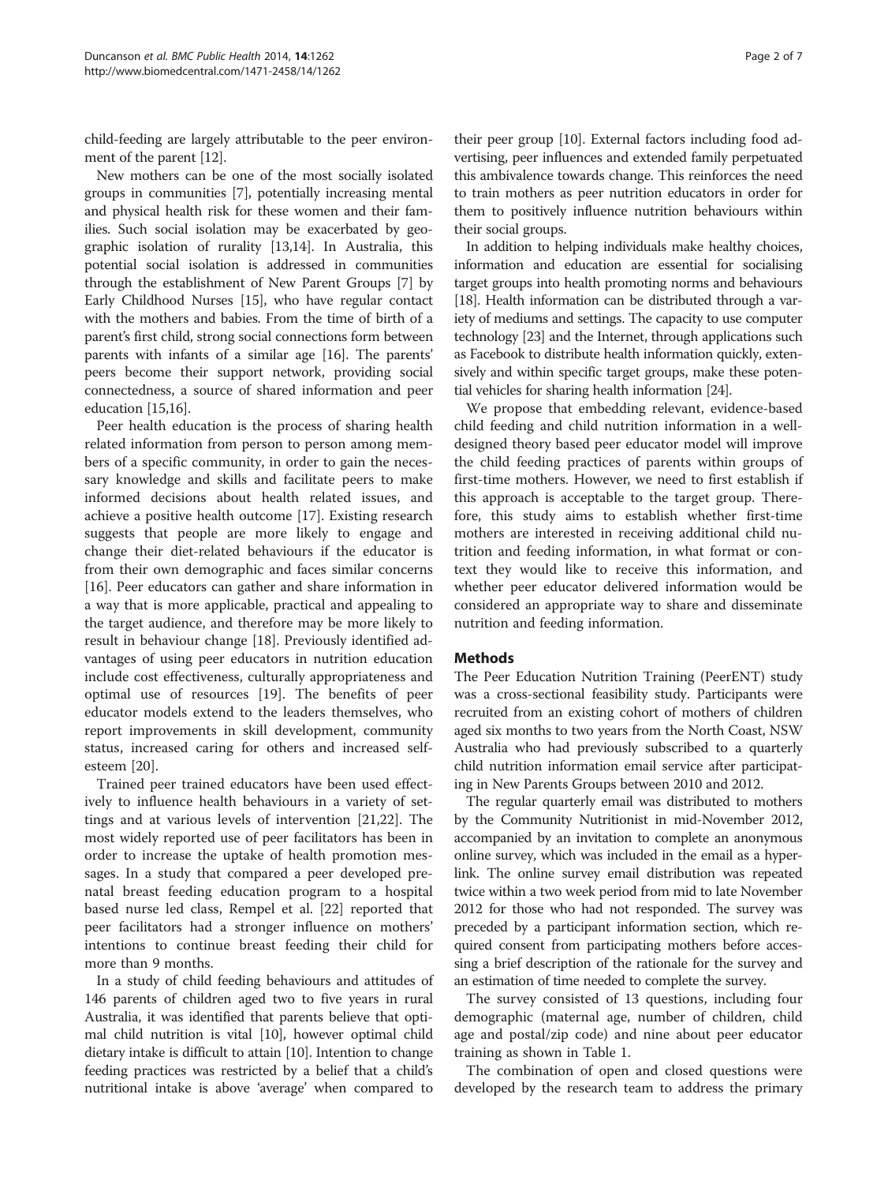child-feeding are largely attributable to the peer environment of the parent [12].

New mothers can be one of the most socially isolated groups in communities [7], potentially increasing mental and physical health risk for these women and their families. Such social isolation may be exacerbated by geographic isolation of rurality [13,14]. In Australia, this potential social isolation is addressed in communities through the establishment of New Parent Groups [7] by Early Childhood Nurses [15], who have regular contact with the mothers and babies. From the time of birth of a parent's first child, strong social connections form between parents with infants of a similar age [16]. The parents' peers become their support network, providing social connectedness, a source of shared information and peer education [15,16].

Peer health education is the process of sharing health related information from person to person among members of a specific community, in order to gain the necessary knowledge and skills and facilitate peers to make informed decisions about health related issues, and achieve a positive health outcome [17]. Existing research suggests that people are more likely to engage and change their diet-related behaviours if the educator is from their own demographic and faces similar concerns [16]. Peer educators can gather and share information in a way that is more applicable, practical and appealing to the target audience, and therefore may be more likely to result in behaviour change [18]. Previously identified advantages of using peer educators in nutrition education include cost effectiveness, culturally appropriateness and optimal use of resources [19]. The benefits of peer educator models extend to the leaders themselves, who report improvements in skill development, community status, increased caring for others and increased self-esteem [20].

Trained peer trained educators have been used effectively to influence health behaviours in a variety of settings and at various levels of intervention [21,22]. The most widely reported use of peer facilitators has been in order to increase the uptake of health promotion messages. In a study that compared a peer developed prenatal breast feeding education program to a hospital based nurse led class, Rempel et al. [22] reported that peer facilitators had a stronger influence on mothers' intentions to continue breast feeding their child for more than 9 months.

In a study of child feeding behaviours and attitudes of 146 parents of children aged two to five years in rural Australia, it was identified that parents believe that optimal child nutrition is vital [10], however optimal child dietary intake is difficult to attain [10]. Intention to change feeding practices was restricted by a belief that a child's nutritional intake is above 'average' when compared to their peer group [10]. External factors including food advertising, peer influences and extended family perpetuated this ambivalence towards change. This reinforces the need to train mothers as peer nutrition educators in order for them to positively influence nutrition behaviours within their social groups.

In addition to helping individuals make healthy choices, information and education are essential for socialising target groups into health promoting norms and behaviours [18]. Health information can be distributed through a variety of mediums and settings. The capacity to use computer technology [23] and the Internet, through applications such as Facebook to distribute health information quickly, extensively and within specific target groups, make these potential vehicles for sharing health information [24].

We propose that embedding relevant, evidence-based child feeding and child nutrition information in a well-designed theory based peer educator model will improve the child feeding practices of parents within groups of first-time mothers. However, we need to first establish if this approach is acceptable to the target group. Therefore, this study aims to establish whether first-time mothers are interested in receiving additional child nutrition and feeding information, in what format or context they would like to receive this information, and whether peer educator delivered information would be considered an appropriate way to share and disseminate nutrition and feeding information.

## Methods

The Peer Education Nutrition Training (PeerENT) study was a cross-sectional feasibility study. Participants were recruited from an existing cohort of mothers of children aged six months to two years from the North Coast, NSW Australia who had previously subscribed to a quarterly child nutrition information email service after participating in New Parents Groups between 2010 and 2012.

The regular quarterly email was distributed to mothers by the Community Nutritionist in mid-November 2012, accompanied by an invitation to complete an anonymous online survey, which was included in the email as a hyperlink. The online survey email distribution was repeated twice within a two week period from mid to late November 2012 for those who had not responded. The survey was preceded by a participant information section, which required consent from participating mothers before accessing a brief description of the rationale for the survey and an estimation of time needed to complete the survey.

The survey consisted of 13 questions, including four demographic (maternal age, number of children, child age and postal/zip code) and nine about peer educator training as shown in Table 1.

The combination of open and closed questions were developed by the research team to address the primary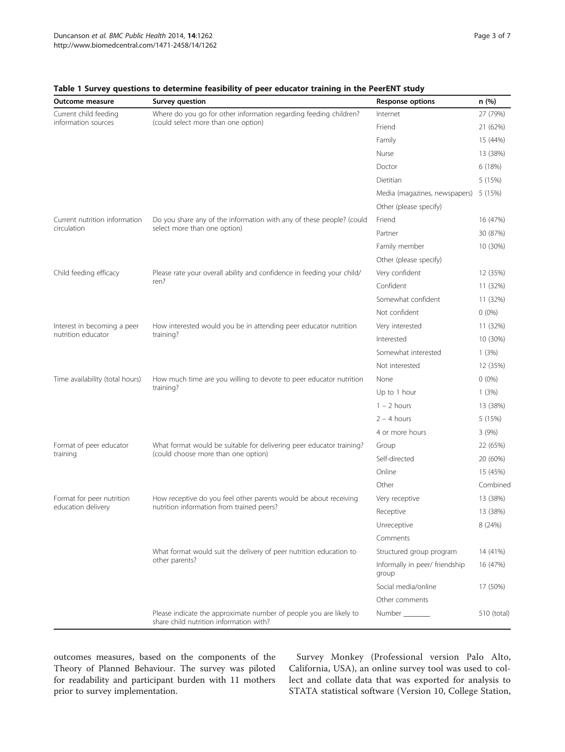**Table 1 Survey questions to determine feasibility of peer educator training in the PeerENT study**

| Outcome measure | Survey question | Response options | n (%) |
|---|---|---|---|
| Current child feeding information sources | Where do you go for other information regarding feeding children? (could select more than one option) | Internet | 27 (79%) |
| | | Friend | 21 (62%) |
| | | Family | 15 (44%) |
| | | Nurse | 13 (38%) |
| | | Doctor | 6 (18%) |
| | | Dietitian | 5 (15%) |
| | | Media (magazines, newspapers) | 5 (15%) |
| | | Other (please specify) | |
| Current nutrition information circulation | Do you share any of the information with any of these people? (could select more than one option) | Friend | 16 (47%) |
| | | Partner | 30 (87%) |
| | | Family member | 10 (30%) |
| | | Other (please specify) | |
| Child feeding efficacy | Please rate your overall ability and confidence in feeding your child/ren? | Very confident | 12 (35%) |
| | | Confident | 11 (32%) |
| | | Somewhat confident | 11 (32%) |
| | | Not confident | 0 (0%) |
| Interest in becoming a peer nutrition educator | How interested would you be in attending peer educator nutrition training? | Very interested | 11 (32%) |
| | | Interested | 10 (30%) |
| | | Somewhat interested | 1 (3%) |
| | | Not interested | 12 (35%) |
| Time availability (total hours) | How much time are you willing to devote to peer educator nutrition training? | None | 0 (0%) |
| | | Up to 1 hour | 1 (3%) |
| | | 1 – 2 hours | 13 (38%) |
| | | 2 – 4 hours | 5 (15%) |
| | | 4 or more hours | 3 (9%) |
| Format of peer educator training | What format would be suitable for delivering peer educator training? (could choose more than one option) | Group | 22 (65%) |
| | | Self-directed | 20 (60%) |
| | | Online | 15 (45%) |
| | | Other | Combined |
| Format for peer nutrition education delivery | How receptive do you feel other parents would be about receiving nutrition information from trained peers? | Very receptive | 13 (38%) |
| | | Receptive | 13 (38%) |
| | | Unreceptive | 8 (24%) |
| | | Comments | |
| | What format would suit the delivery of peer nutrition education to other parents? | Structured group program | 14 (41%) |
| | | Informally in peer/ friendship group | 16 (47%) |
| | | Social media/online | 17 (50%) |
| | | Other comments | |
| | Please indicate the approximate number of people you are likely to share child nutrition information with? | Number ________ | 510 (total) |

outcomes measures, based on the components of the Theory of Planned Behaviour. The survey was piloted for readability and participant burden with 11 mothers prior to survey implementation.

Survey Monkey (Professional version Palo Alto, California, USA), an online survey tool was used to collect and collate data that was exported for analysis to STATA statistical software (Version 10, College Station,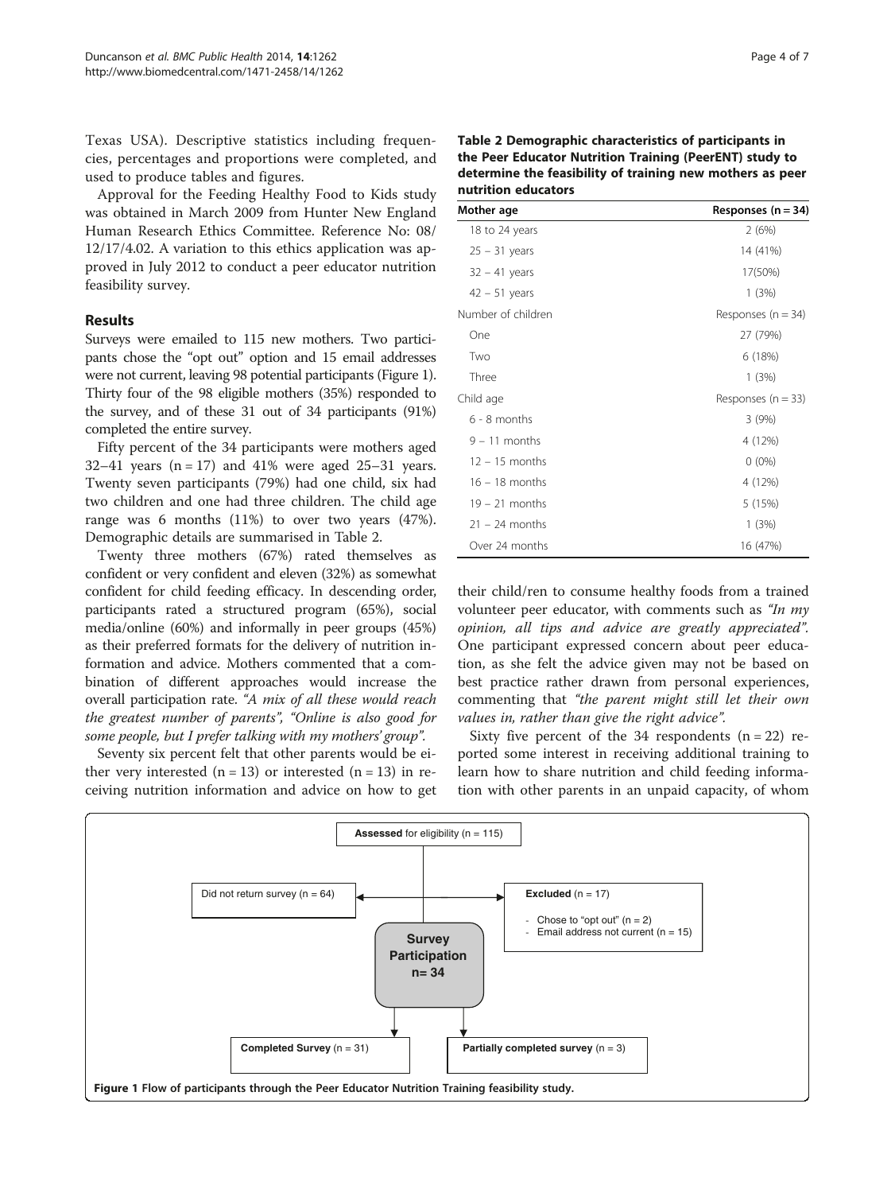Texas USA). Descriptive statistics including frequencies, percentages and proportions were completed, and used to produce tables and figures.

Approval for the Feeding Healthy Food to Kids study was obtained in March 2009 from Hunter New England Human Research Ethics Committee. Reference No: 08/12/17/4.02. A variation to this ethics application was approved in July 2012 to conduct a peer educator nutrition feasibility survey.

## Results

Surveys were emailed to 115 new mothers. Two participants chose the "opt out" option and 15 email addresses were not current, leaving 98 potential participants (Figure 1). Thirty four of the 98 eligible mothers (35%) responded to the survey, and of these 31 out of 34 participants (91%) completed the entire survey.

Fifty percent of the 34 participants were mothers aged 32–41 years (n = 17) and 41% were aged 25–31 years. Twenty seven participants (79%) had one child, six had two children and one had three children. The child age range was 6 months (11%) to over two years (47%). Demographic details are summarised in Table 2.

**Table 2 Demographic characteristics of participants in the Peer Educator Nutrition Training (PeerENT) study to determine the feasibility of training new mothers as peer nutrition educators**

| Mother age | Responses (n = 34) |
|---|---|
| 18 to 24 years | 2 (6%) |
| 25 – 31 years | 14 (41%) |
| 32 – 41 years | 17(50%) |
| 42 – 51 years | 1 (3%) |
| Number of children | Responses (n = 34) |
| One | 27 (79%) |
| Two | 6 (18%) |
| Three | 1 (3%) |
| Child age | Responses (n = 33) |
| 6 - 8 months | 3 (9%) |
| 9 – 11 months | 4 (12%) |
| 12 – 15 months | 0 (0%) |
| 16 – 18 months | 4 (12%) |
| 19 – 21 months | 5 (15%) |
| 21 – 24 months | 1 (3%) |
| Over 24 months | 16 (47%) |

Twenty three mothers (67%) rated themselves as confident or very confident and eleven (32%) as somewhat confident for child feeding efficacy. In descending order, participants rated a structured program (65%), social media/online (60%) and informally in peer groups (45%) as their preferred formats for the delivery of nutrition information and advice. Mothers commented that a combination of different approaches would increase the overall participation rate. *"A mix of all these would reach the greatest number of parents", "Online is also good for some people, but I prefer talking with my mothers' group".*

Seventy six percent felt that other parents would be either very interested (n = 13) or interested (n = 13) in receiving nutrition information and advice on how to get their child/ren to consume healthy foods from a trained volunteer peer educator, with comments such as *"In my opinion, all tips and advice are greatly appreciated".* One participant expressed concern about peer education, as she felt the advice given may not be based on best practice rather drawn from personal experiences, commenting that *"the parent might still let their own values in, rather than give the right advice".*

Sixty five percent of the 34 respondents (n = 22) reported some interest in receiving additional training to learn how to share nutrition and child feeding information with other parents in an unpaid capacity, of whom

```
Assessed for eligibility (n = 115)
Did not return survey (n = 64)
Excluded (n = 17)
  - Chose to "opt out" (n = 2)
  - Email address not current (n = 15)
Survey Participation n= 34
Completed Survey (n = 31)
Partially completed survey (n = 3)
```

**Figure 1** Flow of participants through the Peer Educator Nutrition Training feasibility study.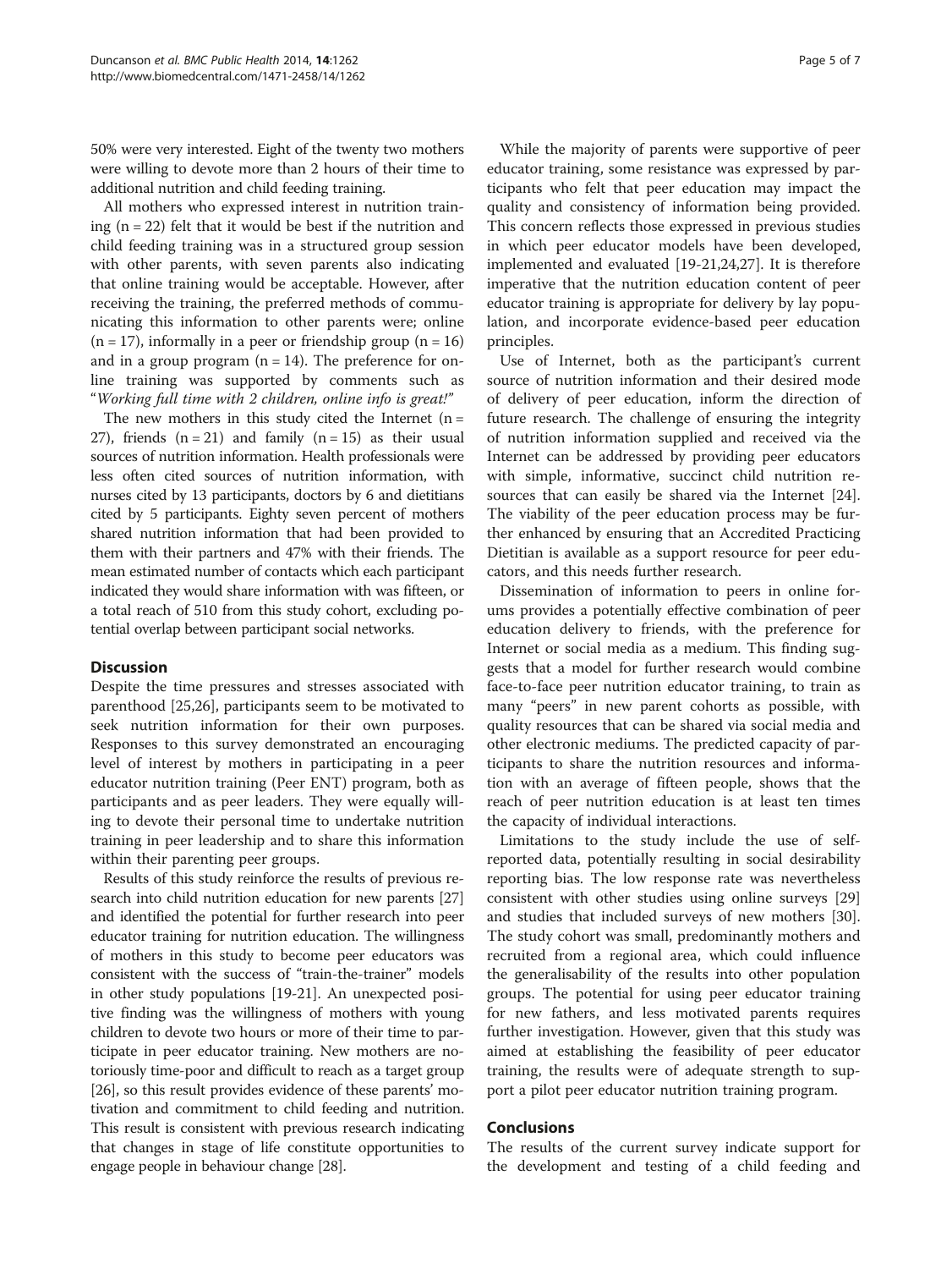50% were very interested. Eight of the twenty two mothers were willing to devote more than 2 hours of their time to additional nutrition and child feeding training.

All mothers who expressed interest in nutrition training (n = 22) felt that it would be best if the nutrition and child feeding training was in a structured group session with other parents, with seven parents also indicating that online training would be acceptable. However, after receiving the training, the preferred methods of communicating this information to other parents were; online (n = 17), informally in a peer or friendship group (n = 16) and in a group program (n = 14). The preference for online training was supported by comments such as "*Working full time with 2 children, online info is great!*"

The new mothers in this study cited the Internet (n = 27), friends (n = 21) and family (n = 15) as their usual sources of nutrition information. Health professionals were less often cited sources of nutrition information, with nurses cited by 13 participants, doctors by 6 and dietitians cited by 5 participants. Eighty seven percent of mothers shared nutrition information that had been provided to them with their partners and 47% with their friends. The mean estimated number of contacts which each participant indicated they would share information with was fifteen, or a total reach of 510 from this study cohort, excluding potential overlap between participant social networks.

## Discussion

Despite the time pressures and stresses associated with parenthood [25,26], participants seem to be motivated to seek nutrition information for their own purposes. Responses to this survey demonstrated an encouraging level of interest by mothers in participating in a peer educator nutrition training (Peer ENT) program, both as participants and as peer leaders. They were equally willing to devote their personal time to undertake nutrition training in peer leadership and to share this information within their parenting peer groups.

Results of this study reinforce the results of previous research into child nutrition education for new parents [27] and identified the potential for further research into peer educator training for nutrition education. The willingness of mothers in this study to become peer educators was consistent with the success of "train-the-trainer" models in other study populations [19-21]. An unexpected positive finding was the willingness of mothers with young children to devote two hours or more of their time to participate in peer educator training. New mothers are notoriously time-poor and difficult to reach as a target group [26], so this result provides evidence of these parents' motivation and commitment to child feeding and nutrition. This result is consistent with previous research indicating that changes in stage of life constitute opportunities to engage people in behaviour change [28].

While the majority of parents were supportive of peer educator training, some resistance was expressed by participants who felt that peer education may impact the quality and consistency of information being provided. This concern reflects those expressed in previous studies in which peer educator models have been developed, implemented and evaluated [19-21,24,27]. It is therefore imperative that the nutrition education content of peer educator training is appropriate for delivery by lay population, and incorporate evidence-based peer education principles.

Use of Internet, both as the participant's current source of nutrition information and their desired mode of delivery of peer education, inform the direction of future research. The challenge of ensuring the integrity of nutrition information supplied and received via the Internet can be addressed by providing peer educators with simple, informative, succinct child nutrition resources that can easily be shared via the Internet [24]. The viability of the peer education process may be further enhanced by ensuring that an Accredited Practicing Dietitian is available as a support resource for peer educators, and this needs further research.

Dissemination of information to peers in online forums provides a potentially effective combination of peer education delivery to friends, with the preference for Internet or social media as a medium. This finding suggests that a model for further research would combine face-to-face peer nutrition educator training, to train as many "peers" in new parent cohorts as possible, with quality resources that can be shared via social media and other electronic mediums. The predicted capacity of participants to share the nutrition resources and information with an average of fifteen people, shows that the reach of peer nutrition education is at least ten times the capacity of individual interactions.

Limitations to the study include the use of self-reported data, potentially resulting in social desirability reporting bias. The low response rate was nevertheless consistent with other studies using online surveys [29] and studies that included surveys of new mothers [30]. The study cohort was small, predominantly mothers and recruited from a regional area, which could influence the generalisability of the results into other population groups. The potential for using peer educator training for new fathers, and less motivated parents requires further investigation. However, given that this study was aimed at establishing the feasibility of peer educator training, the results were of adequate strength to support a pilot peer educator nutrition training program.

## Conclusions

The results of the current survey indicate support for the development and testing of a child feeding and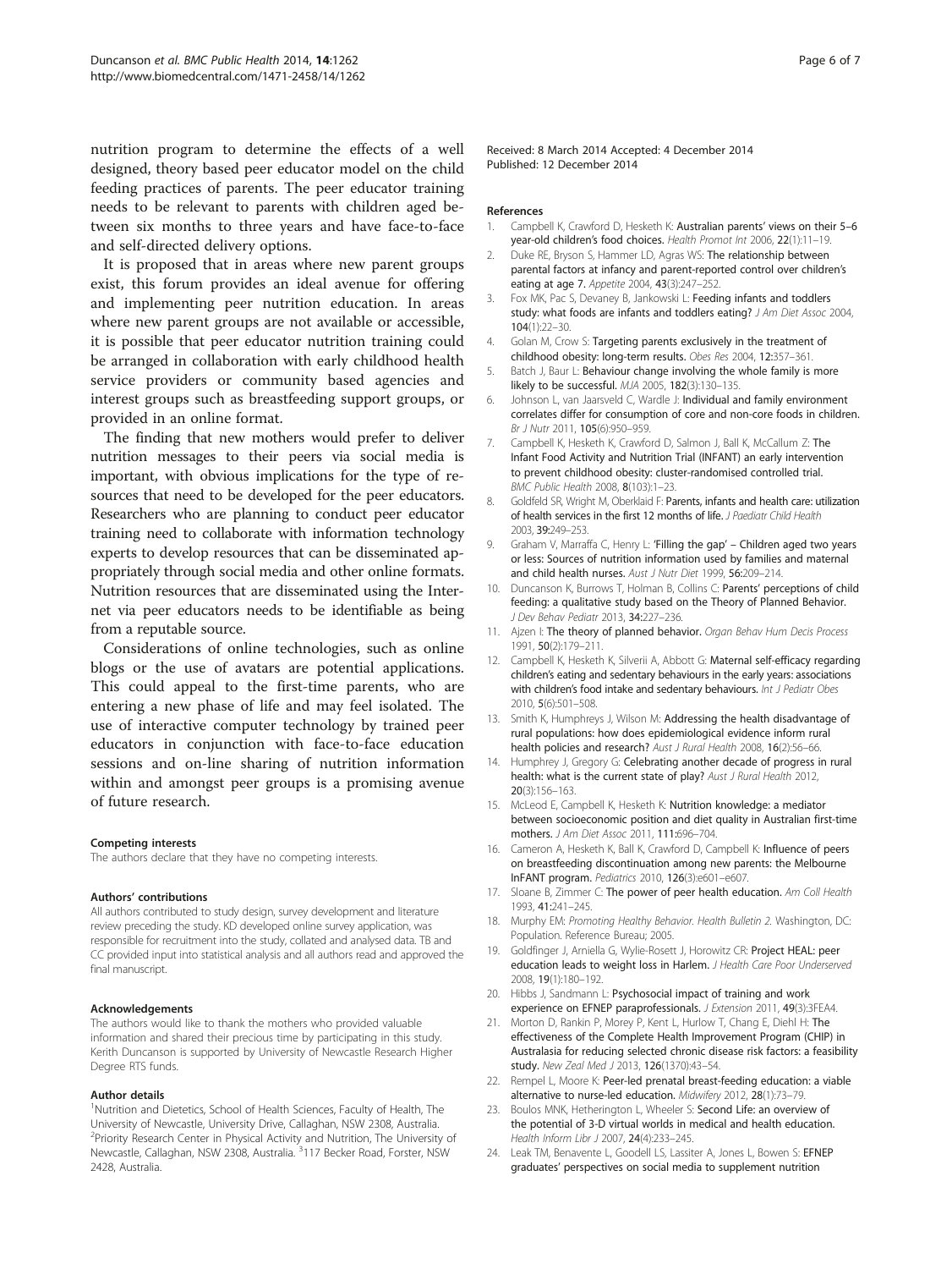nutrition program to determine the effects of a well designed, theory based peer educator model on the child feeding practices of parents. The peer educator training needs to be relevant to parents with children aged between six months to three years and have face-to-face and self-directed delivery options.

It is proposed that in areas where new parent groups exist, this forum provides an ideal avenue for offering and implementing peer nutrition education. In areas where new parent groups are not available or accessible, it is possible that peer educator nutrition training could be arranged in collaboration with early childhood health service providers or community based agencies and interest groups such as breastfeeding support groups, or provided in an online format.

The finding that new mothers would prefer to deliver nutrition messages to their peers via social media is important, with obvious implications for the type of resources that need to be developed for the peer educators. Researchers who are planning to conduct peer educator training need to collaborate with information technology experts to develop resources that can be disseminated appropriately through social media and other online formats. Nutrition resources that are disseminated using the Internet via peer educators needs to be identifiable as being from a reputable source.

Considerations of online technologies, such as online blogs or the use of avatars are potential applications. This could appeal to the first-time parents, who are entering a new phase of life and may feel isolated. The use of interactive computer technology by trained peer educators in conjunction with face-to-face education sessions and on-line sharing of nutrition information within and amongst peer groups is a promising avenue of future research.

#### Competing interests

The authors declare that they have no competing interests.

#### Authors' contributions

All authors contributed to study design, survey development and literature review preceding the study. KD developed online survey application, was responsible for recruitment into the study, collated and analysed data. TB and CC provided input into statistical analysis and all authors read and approved the final manuscript.

#### Acknowledgements

The authors would like to thank the mothers who provided valuable information and shared their precious time by participating in this study. Kerith Duncanson is supported by University of Newcastle Research Higher Degree RTS funds.

#### Author details

[1]Nutrition and Dietetics, School of Health Sciences, Faculty of Health, The University of Newcastle, University Drive, Callaghan, NSW 2308, Australia. [2]Priority Research Center in Physical Activity and Nutrition, The University of Newcastle, Callaghan, NSW 2308, Australia. [3]117 Becker Road, Forster, NSW 2428, Australia.

Received: 8 March 2014 Accepted: 4 December 2014
Published: 12 December 2014

#### References

1. Campbell K, Crawford D, Hesketh K: **Australian parents' views on their 5–6 year-old children's food choices.** *Health Promot Int* 2006, **22**(1):11–19.
2. Duke RE, Bryson S, Hammer LD, Agras WS: **The relationship between parental factors at infancy and parent-reported control over children's eating at age 7.** *Appetite* 2004, **43**(3):247–252.
3. Fox MK, Pac S, Devaney B, Jankowski L: **Feeding infants and toddlers study: what foods are infants and toddlers eating?** *J Am Diet Assoc* 2004, **104**(1):22–30.
4. Golan M, Crow S: **Targeting parents exclusively in the treatment of childhood obesity: long-term results.** *Obes Res* 2004, **12**:357–361.
5. Batch J, Baur L: **Behaviour change involving the whole family is more likely to be successful.** *MJA* 2005, **182**(3):130–135.
6. Johnson L, van Jaarsveld C, Wardle J: **Individual and family environment correlates differ for consumption of core and non-core foods in children.** *Br J Nutr* 2011, **105**(6):950–959.
7. Campbell K, Hesketh K, Crawford D, Salmon J, Ball K, McCallum Z: **The Infant Food Activity and Nutrition Trial (INFANT) an early intervention to prevent childhood obesity: cluster-randomised controlled trial.** *BMC Public Health* 2008, **8**(103):1–23.
8. Goldfeld SR, Wright M, Oberklaid F: **Parents, infants and health care: utilization of health services in the first 12 months of life.** *J Paediatr Child Health* 2003, **39**:249–253.
9. Graham V, Marraffa C, Henry L: **'Filling the gap' – Children aged two years or less: Sources of nutrition information used by families and maternal and child health nurses.** *Aust J Nutr Diet* 1999, **56**:209–214.
10. Duncanson K, Burrows T, Holman B, Collins C: **Parents' perceptions of child feeding: a qualitative study based on the Theory of Planned Behavior.** *J Dev Behav Pediatr* 2013, **34**:227–236.
11. Ajzen I: **The theory of planned behavior.** *Organ Behav Hum Decis Process* 1991, **50**(2):179–211.
12. Campbell K, Hesketh K, Silverii A, Abbott G: **Maternal self-efficacy regarding children's eating and sedentary behaviours in the early years: associations with children's food intake and sedentary behaviours.** *Int J Pediatr Obes* 2010, **5**(6):501–508.
13. Smith K, Humphreys J, Wilson M: **Addressing the health disadvantage of rural populations: how does epidemiological evidence inform rural health policies and research?** *Aust J Rural Health* 2008, **16**(2):56–66.
14. Humphrey J, Gregory G: **Celebrating another decade of progress in rural health: what is the current state of play?** *Aust J Rural Health* 2012, **20**(3):156–163.
15. McLeod E, Campbell K, Hesketh K: **Nutrition knowledge: a mediator between socioeconomic position and diet quality in Australian first-time mothers.** *J Am Diet Assoc* 2011, **111**:696–704.
16. Cameron A, Hesketh K, Ball K, Crawford D, Campbell K: **Influence of peers on breastfeeding discontinuation among new parents: the Melbourne InFANT program.** *Pediatrics* 2010, **126**(3):e601–e607.
17. Sloane B, Zimmer C: **The power of peer health education.** *Am Coll Health* 1993, **41**:241–245.
18. Murphy EM: *Promoting Healthy Behavior. Health Bulletin 2.* Washington, DC: Population. Reference Bureau; 2005.
19. Goldfinger J, Arniella G, Wylie-Rosett J, Horowitz CR: **Project HEAL: peer education leads to weight loss in Harlem.** *J Health Care Poor Underserved* 2008, **19**(1):180–192.
20. Hibbs J, Sandmann L: **Psychosocial impact of training and work experience on EFNEP paraprofessionals.** *J Extension* 2011, **49**(3):3FEA4.
21. Morton D, Rankin P, Morey P, Kent L, Hurlow T, Chang E, Diehl H: **The effectiveness of the Complete Health Improvement Program (CHIP) in Australasia for reducing selected chronic disease risk factors: a feasibility study.** *New Zeal Med J* 2013, **126**(1370):43–54.
22. Rempel L, Moore K: **Peer-led prenatal breast-feeding education: a viable alternative to nurse-led education.** *Midwifery* 2012, **28**(1):73–79.
23. Boulos MNK, Hetherington L, Wheeler S: **Second Life: an overview of the potential of 3-D virtual worlds in medical and health education.** *Health Inform Libr J* 2007, **24**(4):233–245.
24. Leak TM, Benavente L, Goodell LS, Lassiter A, Jones L, Bowen S: **EFNEP graduates' perspectives on social media to supplement nutrition**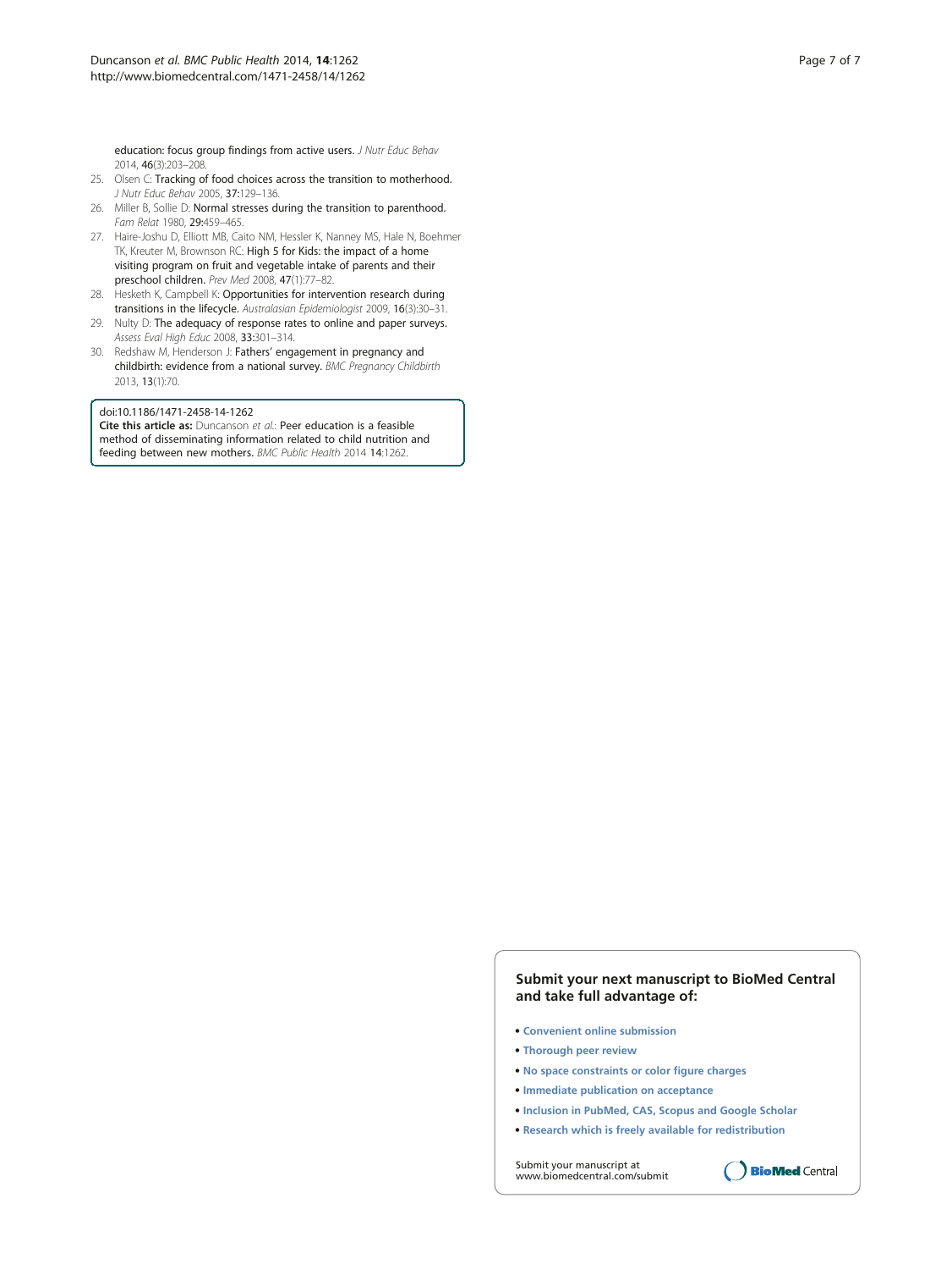education: focus group findings from active users. *J Nutr Educ Behav* 2014, **46**(3):203–208.

25. Olsen C: **Tracking of food choices across the transition to motherhood.** *J Nutr Educ Behav* 2005, **37:**129–136.
26. Miller B, Sollie D: **Normal stresses during the transition to parenthood.** *Fam Relat* 1980, **29:**459–465.
27. Haire-Joshu D, Elliott MB, Caito NM, Hessler K, Nanney MS, Hale N, Boehmer TK, Kreuter M, Brownson RC: **High 5 for Kids: the impact of a home visiting program on fruit and vegetable intake of parents and their preschool children.** *Prev Med* 2008, **47**(1):77–82.
28. Hesketh K, Campbell K: **Opportunities for intervention research during transitions in the lifecycle.** *Australasian Epidemiologist* 2009, **16**(3):30–31.
29. Nulty D: **The adequacy of response rates to online and paper surveys.** *Assess Eval High Educ* 2008, **33:**301–314.
30. Redshaw M, Henderson J: **Fathers' engagement in pregnancy and childbirth: evidence from a national survey.** *BMC Pregnancy Childbirth* 2013, **13**(1):70.

doi:10.1186/1471-2458-14-1262

**Cite this article as:** Duncanson *et al.*: Peer education is a feasible method of disseminating information related to child nutrition and feeding between new mothers. *BMC Public Health* 2014 **14**:1262.

**Submit your next manuscript to BioMed Central and take full advantage of:**

- **Convenient online submission**
- **Thorough peer review**
- **No space constraints or color figure charges**
- **Immediate publication on acceptance**
- **Inclusion in PubMed, CAS, Scopus and Google Scholar**
- **Research which is freely available for redistribution**

Submit your manuscript at
www.biomedcentral.com/submit

BioMed Central